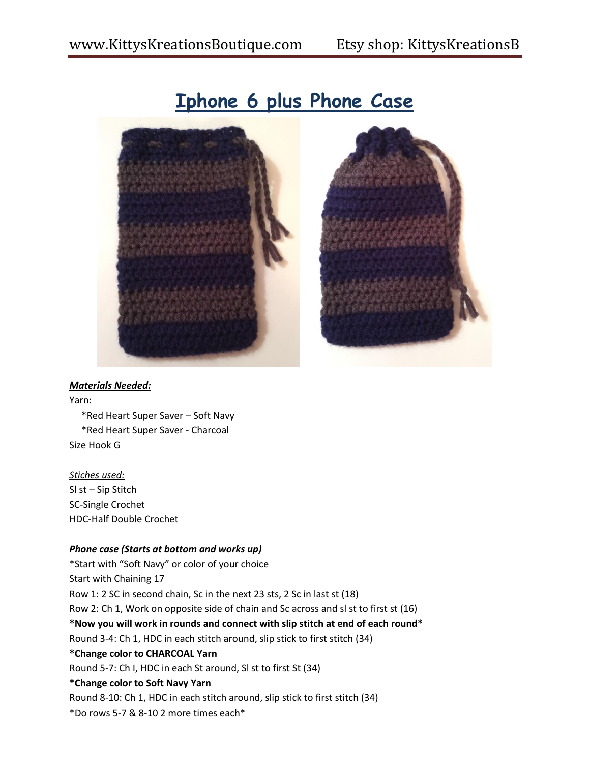# Iphone 6 plus Phone Case

***Materials Needed:***

Yarn:

*Red Heart Super Saver – Soft Navy

*Red Heart Super Saver - Charcoal

Size Hook G

*Stiches used:*

Sl st – Sip Stitch

SC-Single Crochet

HDC-Half Double Crochet

***Phone case (Starts at bottom and works up)***

*Start with "Soft Navy" or color of your choice

Start with Chaining 17

Row 1: 2 SC in second chain, Sc in the next 23 sts, 2 Sc in last st (18)

Row 2: Ch 1, Work on opposite side of chain and Sc across and sl st to first st (16)

**\*Now you will work in rounds and connect with slip stitch at end of each round\***

Round 3-4: Ch 1, HDC in each stitch around, slip stick to first stitch (34)

**\*Change color to CHARCOAL Yarn**

Round 5-7: Ch I, HDC in each St around, Sl st to first St (34)

**\*Change color to Soft Navy Yarn**

Round 8-10: Ch 1, HDC in each stitch around, slip stick to first stitch (34)

*Do rows 5-7 & 8-10 2 more times each*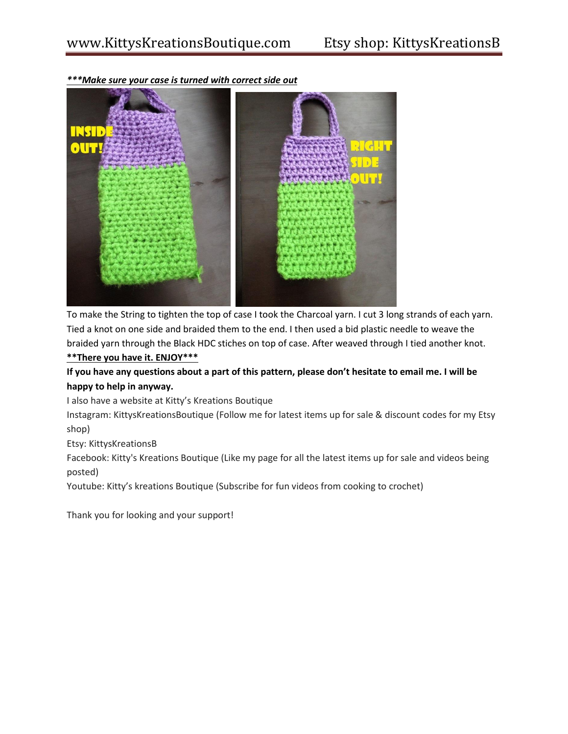***_Make sure your case is turned with correct side out_***

To make the String to tighten the top of case I took the Charcoal yarn. I cut 3 long strands of each yarn. Tied a knot on one side and braided them to the end. I then used a bid plastic needle to weave the braided yarn through the Black HDC stiches on top of case. After weaved through I tied another knot.

**<u>**There you have it. ENJOY***</u>**

**If you have any questions about a part of this pattern, please don't hesitate to email me. I will be happy to help in anyway.**

I also have a website at Kitty's Kreations Boutique

Instagram: KittysKreationsBoutique (Follow me for latest items up for sale & discount codes for my Etsy shop)

Etsy: KittysKreationsB

Facebook: Kitty's Kreations Boutique (Like my page for all the latest items up for sale and videos being posted)

Youtube: Kitty's kreations Boutique (Subscribe for fun videos from cooking to crochet)

Thank you for looking and your support!